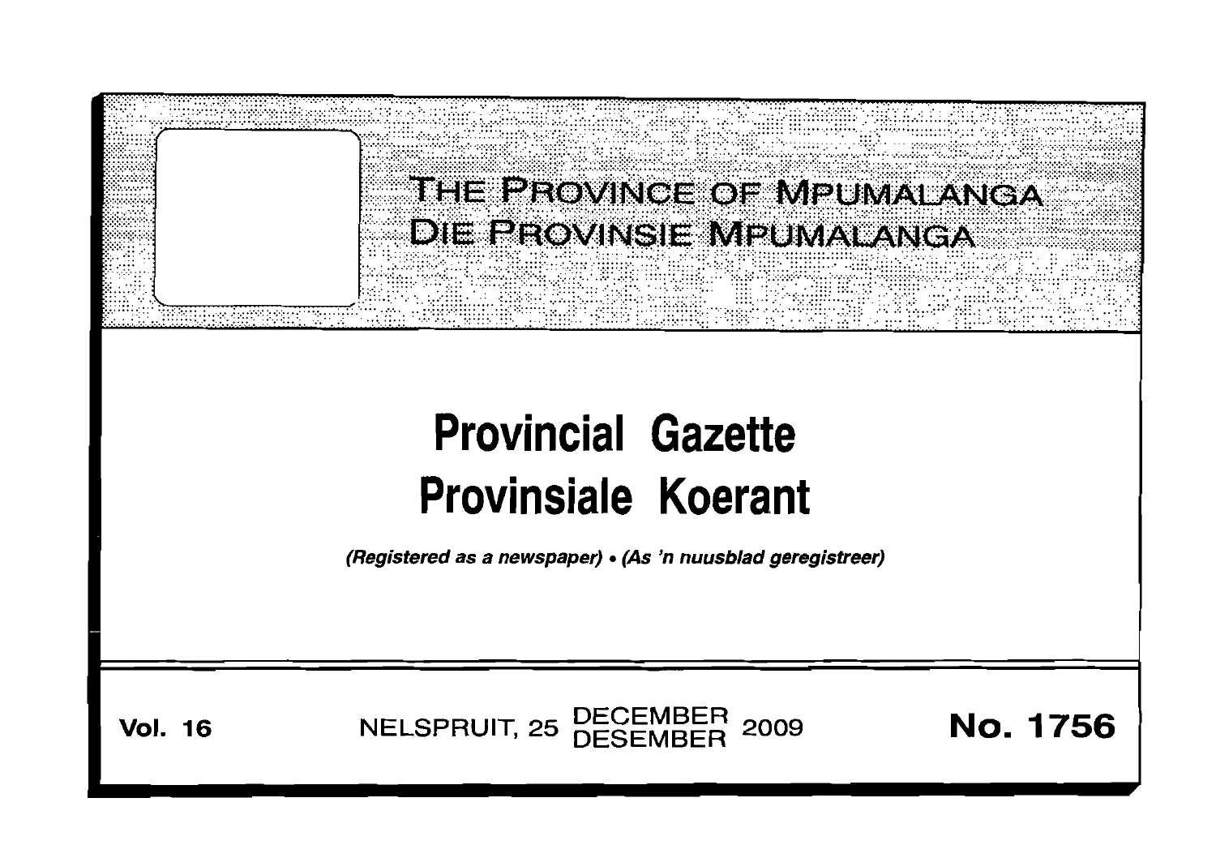# THE PROVINCE OF MPUMALANGA
# DIE PROVINSIE MPUMALANGA

# Provincial Gazette
# Provinsiale Koerant

*(Registered as a newspaper) • (As 'n nuusblad geregistreer)*

**Vol. 16** NELSPRUIT, 25 DECEMBER DESEMBER 2009 **No. 1756**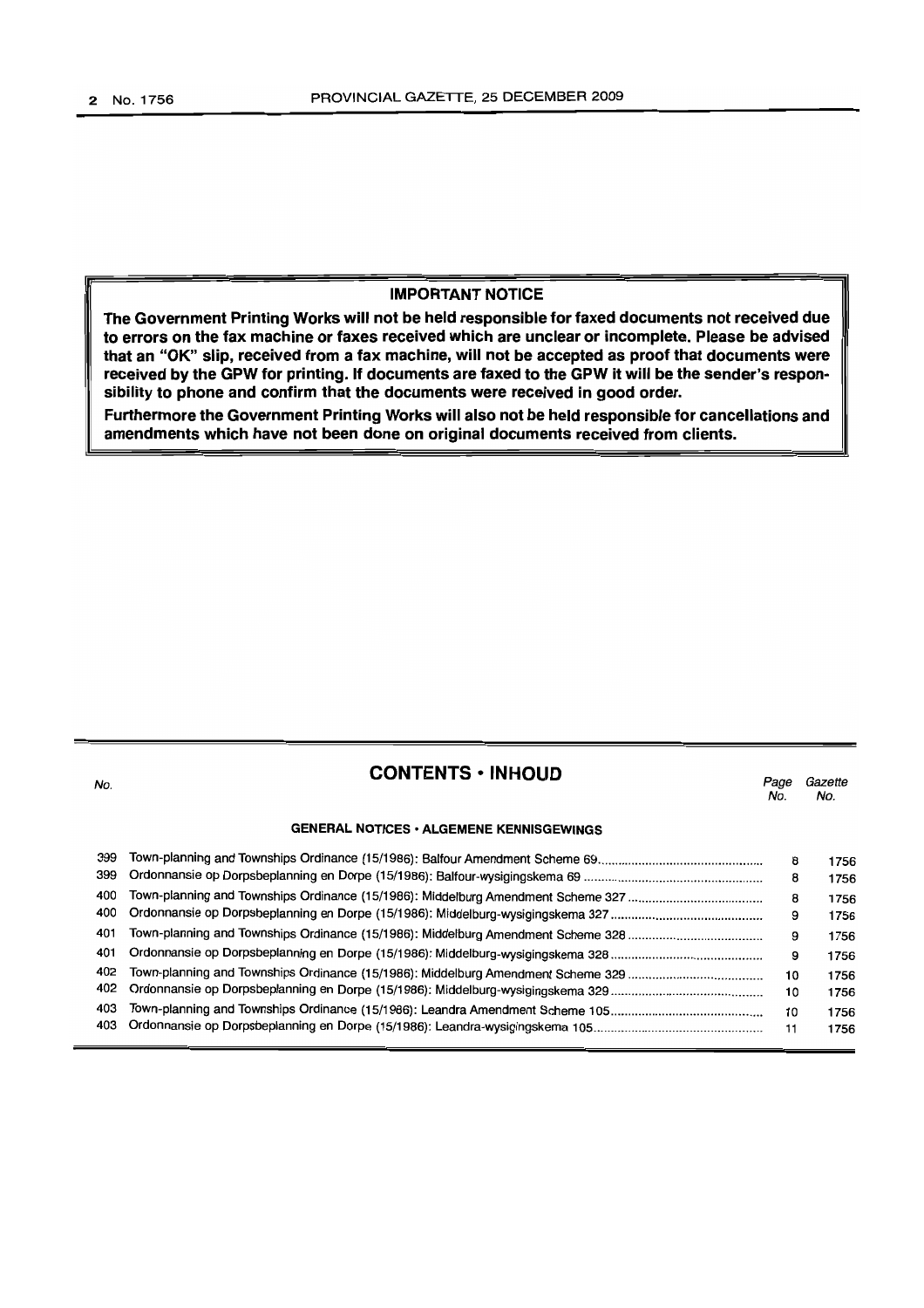**IMPORTANT NOTICE**

**The Government Printing Works will not be held responsible for faxed documents not received due to errors on the fax machine or faxes received which are unclear or incomplete. Please be advised that an "OK" slip, received from a fax machine, will not be accepted as proof that documents were received by the GPW for printing. If documents are faxed to the GPW it will be the sender's responsibility to phone and confirm that the documents were received in good order.**

**Furthermore the Government Printing Works will also not be held responsible for cancellations and amendments which have not been done on original documents received from clients.**

## CONTENTS • INHOUD

| No. | | Page No. | Gazette No. |
|---|---|---|---|
| | **GENERAL NOTICES • ALGEMENE KENNISGEWINGS** | | |
| 399 | Town-planning and Townships Ordinance (15/1986): Balfour Amendment Scheme 69 | 8 | 1756 |
| 399 | Ordonnansie op Dorpsbeplanning en Dorpe (15/1986): Balfour-wysigingskema 69 | 8 | 1756 |
| 400 | Town-planning and Townships Ordinance (15/1986): Middelburg Amendment Scheme 327 | 8 | 1756 |
| 400 | Ordonnansie op Dorpsbeplanning en Dorpe (15/1986): Middelburg-wysigingskema 327 | 9 | 1756 |
| 401 | Town-planning and Townships Ordinance (15/1986): Middelburg Amendment Scheme 328 | 9 | 1756 |
| 401 | Ordonnansie op Dorpsbeplanning en Dorpe (15/1986): Middelburg-wysigingskema 328 | 9 | 1756 |
| 402 | Town-planning and Townships Ordinance (15/1986): Middelburg Amendment Scheme 329 | 10 | 1756 |
| 402 | Ordonnansie op Dorpsbeplanning en Dorpe (15/1986): Middelburg-wysigingskema 329 | 10 | 1756 |
| 403 | Town-planning and Townships Ordinance (15/1986): Leandra Amendment Scheme 105 | 10 | 1756 |
| 403 | Ordonnansie op Dorpsbeplanning en Dorpe (15/1986): Leandra-wysigingskema 105 | 11 | 1756 |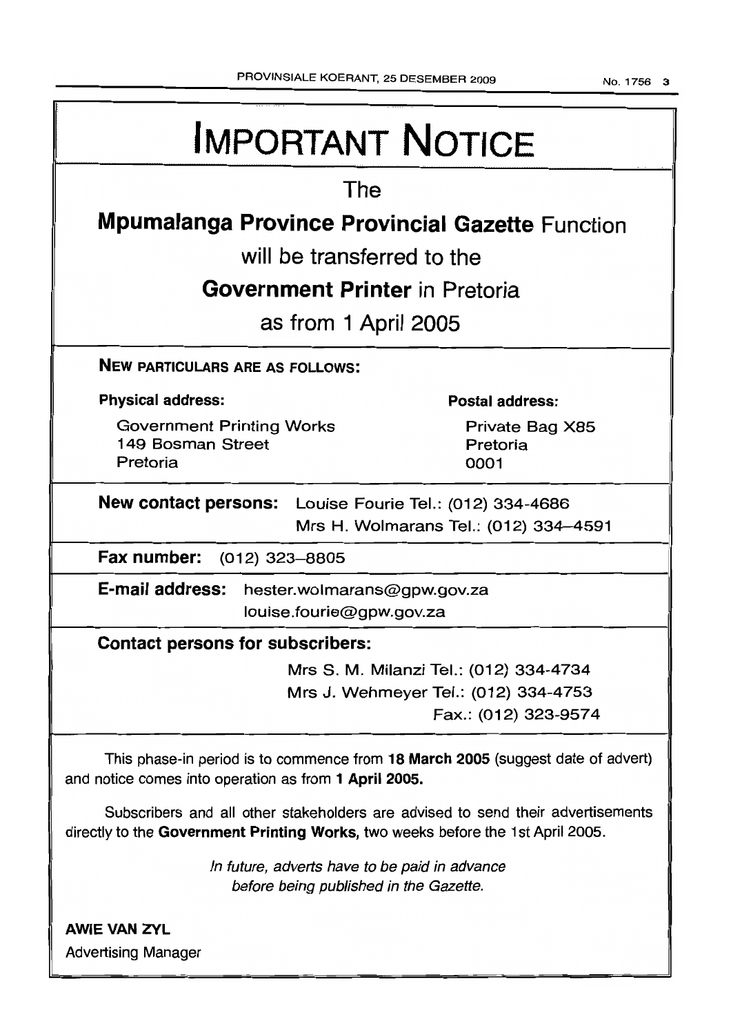# IMPORTANT NOTICE

The

## Mpumalanga Province Provincial Gazette Function

will be transferred to the

## Government Printer in Pretoria

as from 1 April 2005

**NEW PARTICULARS ARE AS FOLLOWS:**

**Physical address:**

Government Printing Works
149 Bosman Street
Pretoria

**Postal address:**

Private Bag X85
Pretoria
0001

**New contact persons:** Louise Fourie Tel.: (012) 334-4686
Mrs H. Wolmarans Tel.: (012) 334–4591

**Fax number:** (012) 323–8805

**E-mail address:** hester.wolmarans@gpw.gov.za
louise.fourie@gpw.gov.za

**Contact persons for subscribers:**

Mrs S. M. Milanzi Tel.: (012) 334-4734
Mrs J. Wehmeyer Tel.: (012) 334-4753
Fax.: (012) 323-9574

This phase-in period is to commence from **18 March 2005** (suggest date of advert) and notice comes into operation as from **1 April 2005.**

Subscribers and all other stakeholders are advised to send their advertisements directly to the **Government Printing Works,** two weeks before the 1st April 2005.

*In future, adverts have to be paid in advance before being published in the Gazette.*

**AWIE VAN ZYL**
Advertising Manager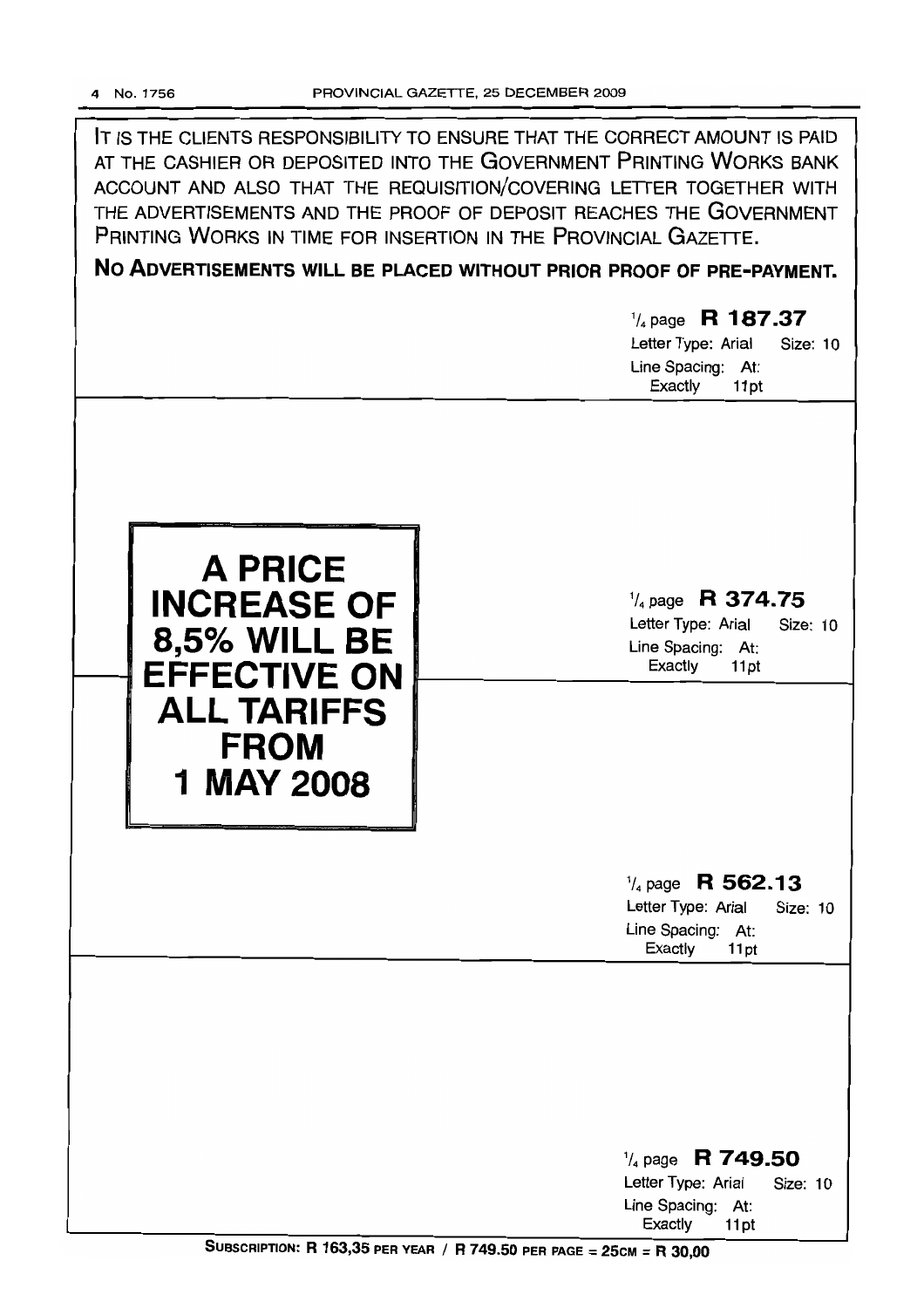IT IS THE CLIENTS RESPONSIBILITY TO ENSURE THAT THE CORRECT AMOUNT IS PAID AT THE CASHIER OR DEPOSITED INTO THE GOVERNMENT PRINTING WORKS BANK ACCOUNT AND ALSO THAT THE REQUISITION/COVERING LETTER TOGETHER WITH THE ADVERTISEMENTS AND THE PROOF OF DEPOSIT REACHES THE GOVERNMENT PRINTING WORKS IN TIME FOR INSERTION IN THE PROVINCIAL GAZETTE.

**NO ADVERTISEMENTS WILL BE PLACED WITHOUT PRIOR PROOF OF PRE-PAYMENT.**

1/4 page **R 187.37**
Letter Type: Arial Size: 10
Line Spacing: At: Exactly 11pt

**A PRICE INCREASE OF 8,5% WILL BE EFFECTIVE ON ALL TARIFFS FROM 1 MAY 2008**

1/4 page **R 374.75**
Letter Type: Arial Size: 10
Line Spacing: At: Exactly 11pt

1/4 page **R 562.13**
Letter Type: Arial Size: 10
Line Spacing: At: Exactly 11pt

1/4 page **R 749.50**
Letter Type: Arial Size: 10
Line Spacing: At: Exactly 11pt

**SUBSCRIPTION: R 163,35 PER YEAR / R 749.50 PER PAGE = 25CM = R 30,00**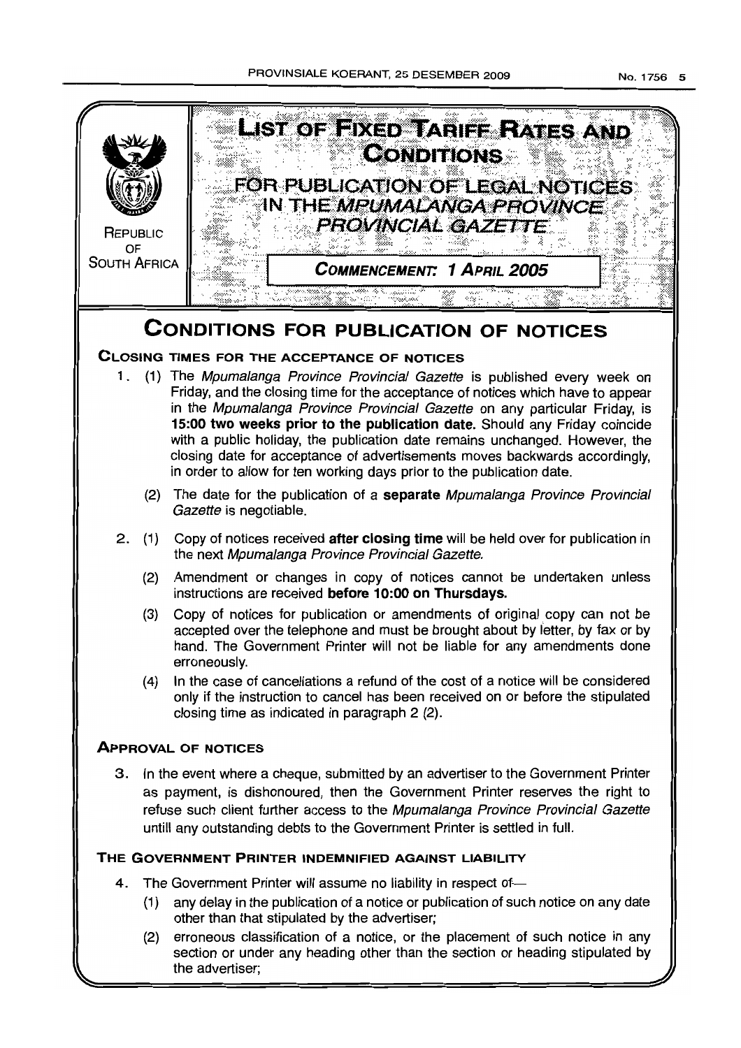REPUBLIC OF SOUTH AFRICA

# LIST OF FIXED TARIFF RATES AND CONDITIONS

## FOR PUBLICATION OF LEGAL NOTICES IN THE *MPUMALANGA PROVINCE PROVINCIAL GAZETTE*

**COMMENCEMENT: 1 APRIL 2005**

# CONDITIONS FOR PUBLICATION OF NOTICES

### CLOSING TIMES FOR THE ACCEPTANCE OF NOTICES

1. (1) The *Mpumalanga Province Provincial Gazette* is published every week on Friday, and the closing time for the acceptance of notices which have to appear in the *Mpumalanga Province Provincial Gazette* on any particular Friday, is **15:00 two weeks prior to the publication date.** Should any Friday coincide with a public holiday, the publication date remains unchanged. However, the closing date for acceptance of advertisements moves backwards accordingly, in order to allow for ten working days prior to the publication date.

   (2) The date for the publication of a **separate** *Mpumalanga Province Provincial Gazette* is negotiable.

2. (1) Copy of notices received **after closing time** will be held over for publication in the next *Mpumalanga Province Provincial Gazette.*

   (2) Amendment or changes in copy of notices cannot be undertaken unless instructions are received **before 10:00 on Thursdays.**

   (3) Copy of notices for publication or amendments of original copy can not be accepted over the telephone and must be brought about by letter, by fax or by hand. The Government Printer will not be liable for any amendments done erroneously.

   (4) In the case of cancellations a refund of the cost of a notice will be considered only if the instruction to cancel has been received on or before the stipulated closing time as indicated in paragraph 2 (2).

### APPROVAL OF NOTICES

3. In the event where a cheque, submitted by an advertiser to the Government Printer as payment, is dishonoured, then the Government Printer reserves the right to refuse such client further access to the *Mpumalanga Province Provincial Gazette* untill any outstanding debts to the Government Printer is settled in full.

### THE GOVERNMENT PRINTER INDEMNIFIED AGAINST LIABILITY

4. The Government Printer will assume no liability in respect of—

   (1) any delay in the publication of a notice or publication of such notice on any date other than that stipulated by the advertiser;

   (2) erroneous classification of a notice, or the placement of such notice in any section or under any heading other than the section or heading stipulated by the advertiser;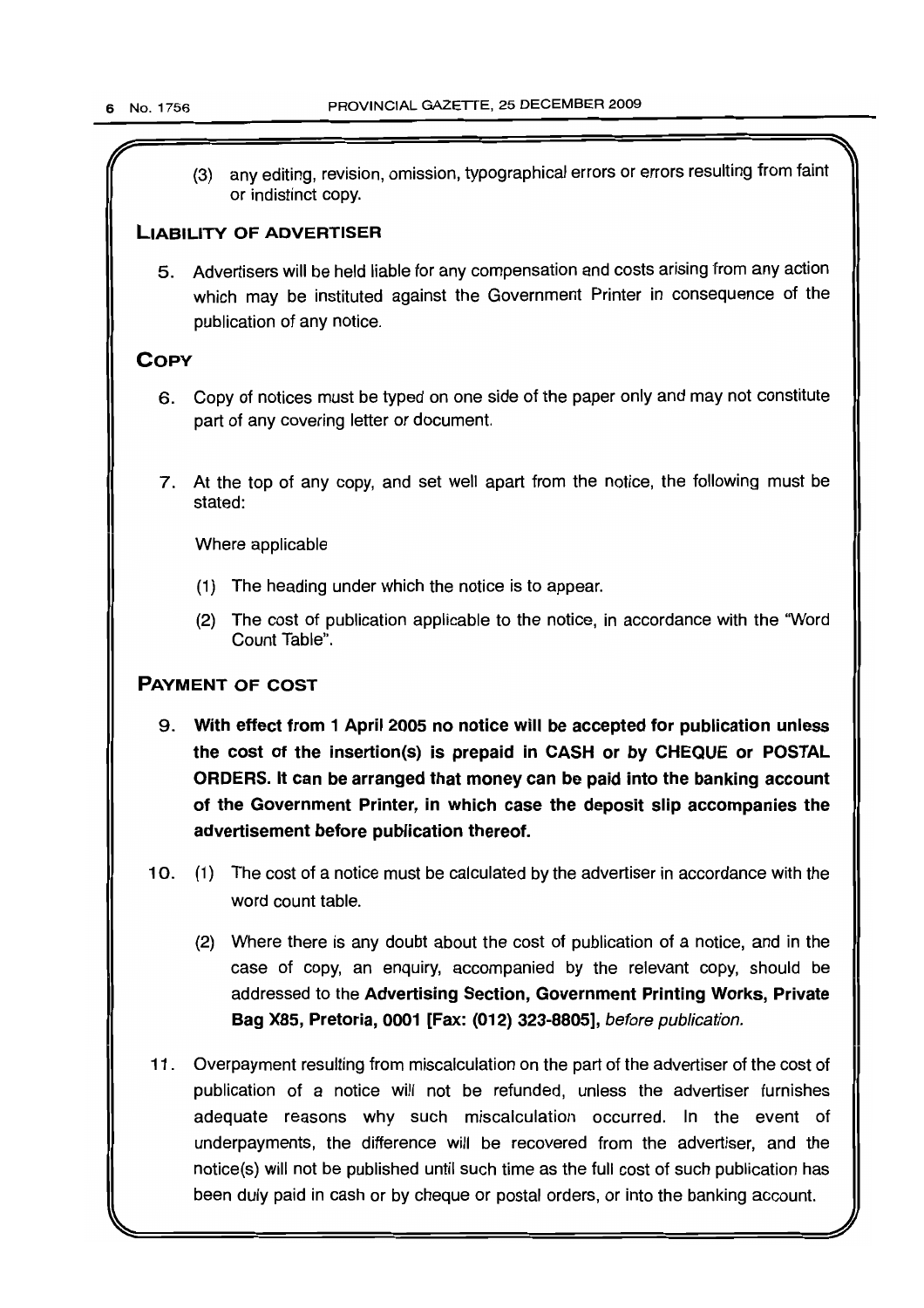(3) any editing, revision, omission, typographical errors or errors resulting from faint or indistinct copy.

## LIABILITY OF ADVERTISER

5. Advertisers will be held liable for any compensation and costs arising from any action which may be instituted against the Government Printer in consequence of the publication of any notice.

## COPY

6. Copy of notices must be typed on one side of the paper only and may not constitute part of any covering letter or document.

7. At the top of any copy, and set well apart from the notice, the following must be stated:

   Where applicable

   (1) The heading under which the notice is to appear.

   (2) The cost of publication applicable to the notice, in accordance with the "Word Count Table".

## PAYMENT OF COST

9. **With effect from 1 April 2005 no notice will be accepted for publication unless the cost of the insertion(s) is prepaid in CASH or by CHEQUE or POSTAL ORDERS. It can be arranged that money can be paid into the banking account of the Government Printer, in which case the deposit slip accompanies the advertisement before publication thereof.**

10. (1) The cost of a notice must be calculated by the advertiser in accordance with the word count table.

    (2) Where there is any doubt about the cost of publication of a notice, and in the case of copy, an enquiry, accompanied by the relevant copy, should be addressed to the **Advertising Section, Government Printing Works, Private Bag X85, Pretoria, 0001 [Fax: (012) 323-8805]**, *before publication.*

11. Overpayment resulting from miscalculation on the part of the advertiser of the cost of publication of a notice will not be refunded, unless the advertiser furnishes adequate reasons why such miscalculation occurred. In the event of underpayments, the difference will be recovered from the advertiser, and the notice(s) will not be published until such time as the full cost of such publication has been duly paid in cash or by cheque or postal orders, or into the banking account.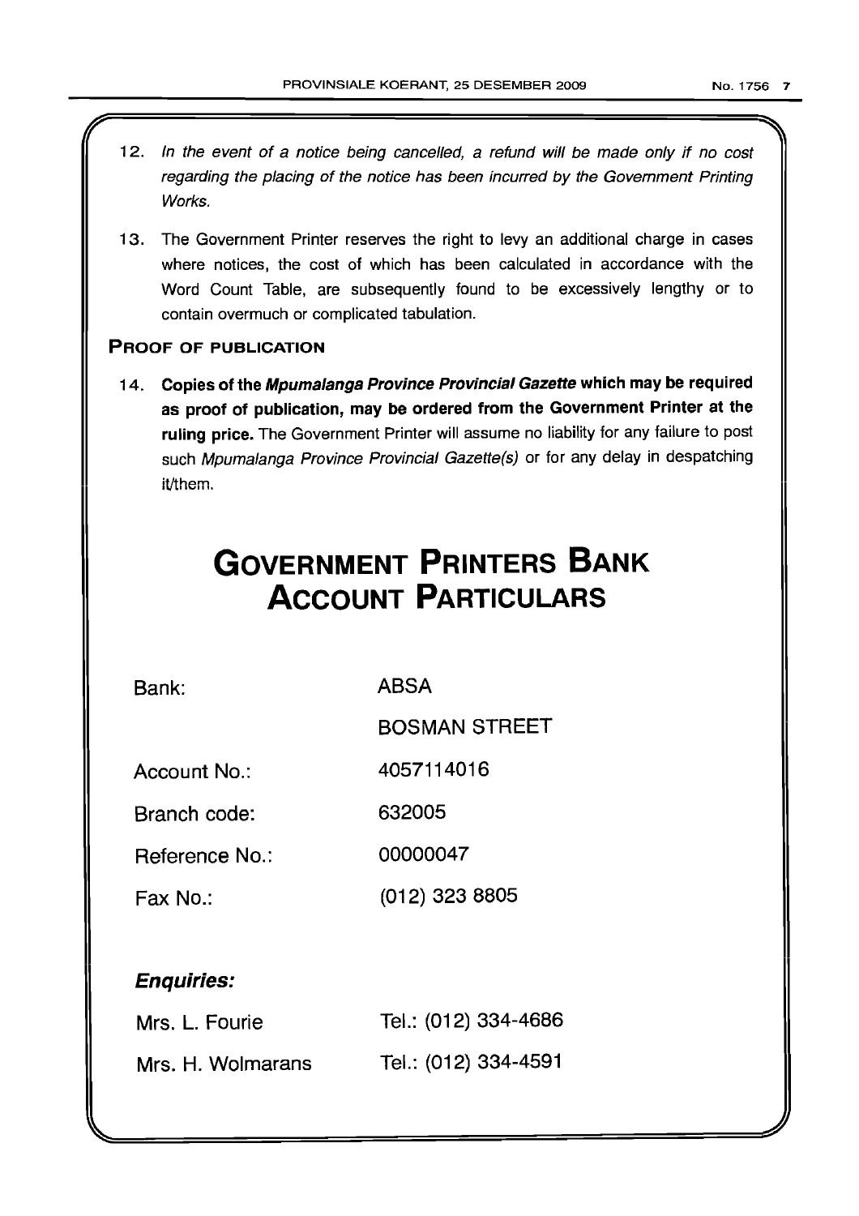12. *In the event of a notice being cancelled, a refund will be made only if no cost regarding the placing of the notice has been incurred by the Government Printing Works.*

13. The Government Printer reserves the right to levy an additional charge in cases where notices, the cost of which has been calculated in accordance with the Word Count Table, are subsequently found to be excessively lengthy or to contain overmuch or complicated tabulation.

### PROOF OF PUBLICATION

14. **Copies of the *Mpumalanga Province Provincial Gazette* which may be required as proof of publication, may be ordered from the Government Printer at the ruling price.** The Government Printer will assume no liability for any failure to post such *Mpumalanga Province Provincial Gazette(s)* or for any delay in despatching it/them.

# GOVERNMENT PRINTERS BANK ACCOUNT PARTICULARS

| | |
|---|---|
| Bank: | ABSA |
| | BOSMAN STREET |
| Account No.: | 4057114016 |
| Branch code: | 632005 |
| Reference No.: | 00000047 |
| Fax No.: | (012) 323 8805 |

### *Enquiries:*

| | |
|---|---|
| Mrs. L. Fourie | Tel.: (012) 334-4686 |
| Mrs. H. Wolmarans | Tel.: (012) 334-4591 |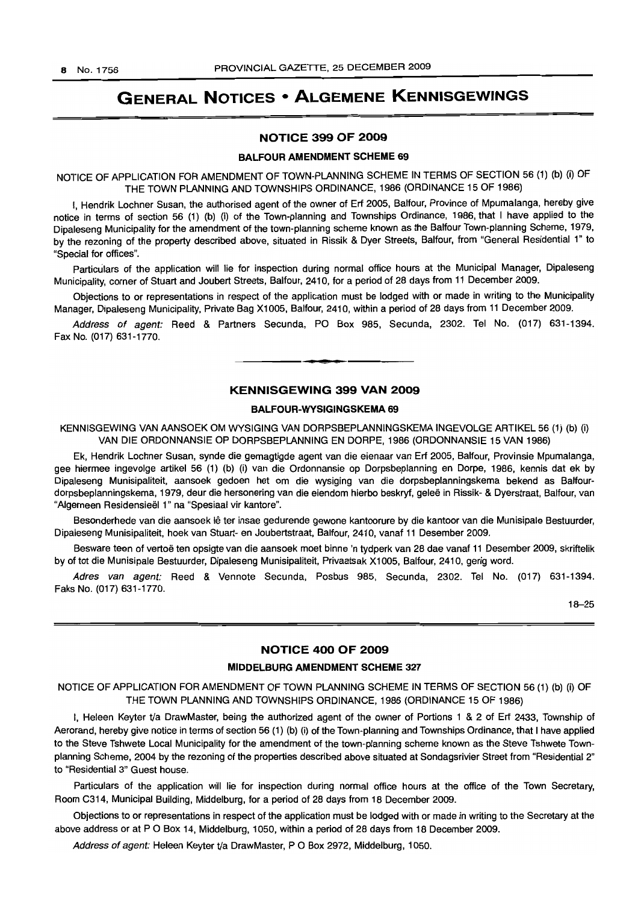# GENERAL NOTICES • ALGEMENE KENNISGEWINGS

## NOTICE 399 OF 2009

### BALFOUR AMENDMENT SCHEME 69

NOTICE OF APPLICATION FOR AMENDMENT OF TOWN-PLANNING SCHEME IN TERMS OF SECTION 56 (1) (b) (i) OF THE TOWN PLANNING AND TOWNSHIPS ORDINANCE, 1986 (ORDINANCE 15 OF 1986)

I, Hendrik Lochner Susan, the authorised agent of the owner of Erf 2005, Balfour, Province of Mpumalanga, hereby give notice in terms of section 56 (1) (b) (i) of the Town-planning and Townships Ordinance, 1986, that I have applied to the Dipaleseng Municipality for the amendment of the town-planning scheme known as the Balfour Town-planning Scheme, 1979, by the rezoning of the property described above, situated in Rissik & Dyer Streets, Balfour, from "General Residential 1" to "Special for offices".

Particulars of the application will lie for inspection during normal office hours at the Municipal Manager, Dipaleseng Municipality, corner of Stuart and Joubert Streets, Balfour, 2410, for a period of 28 days from 11 December 2009.

Objections to or representations in respect of the application must be lodged with or made in writing to the Municipality Manager, Dipaleseng Municipality, Private Bag X1005, Balfour, 2410, within a period of 28 days from 11 December 2009.

*Address of agent:* Reed & Partners Secunda, PO Box 985, Secunda, 2302. Tel No. (017) 631-1394. Fax No. (017) 631-1770.

---

## KENNISGEWING 399 VAN 2009

### BALFOUR-WYSIGINGSKEMA 69

KENNISGEWING VAN AANSOEK OM WYSIGING VAN DORPSBEPLANNINGSKEMA INGEVOLGE ARTIKEL 56 (1) (b) (i) VAN DIE ORDONNANSIE OP DORPSBEPLANNING EN DORPE, 1986 (ORDONNANSIE 15 VAN 1986)

Ek, Hendrik Lochner Susan, synde die gemagtigde agent van die eienaar van Erf 2005, Balfour, Provinsie Mpumalanga, gee hiermee ingevolge artikel 56 (1) (b) (i) van die Ordonnansie op Dorpsbeplanning en Dorpe, 1986, kennis dat ek by Dipaleseng Munisipaliteit, aansoek gedoen het om die wysiging van die dorpsbeplanningskema bekend as Balfour-dorpsbeplanningskema, 1979, deur die hersonering van die eiendom hierbo beskryf, geleë in Rissik- & Dyerstraat, Balfour, van "Algemeen Residensieël 1" na "Spesiaal vir kantore".

Besonderhede van die aansoek lê ter insae gedurende gewone kantoorure by die kantoor van die Munisipale Bestuurder, Dipaleseng Munisipaliteit, hoek van Stuart- en Joubertstraat, Balfour, 2410, vanaf 11 Desember 2009.

Besware teen of vertoë ten opsigte van die aansoek moet binne 'n tydperk van 28 dae vanaf 11 Desember 2009, skriftelik by of tot die Munisipale Bestuurder, Dipaleseng Munisipaliteit, Privaatsak X1005, Balfour, 2410, gerig word.

*Adres van agent:* Reed & Vennote Secunda, Posbus 985, Secunda, 2302. Tel No. (017) 631-1394. Faks No. (017) 631-1770.

18–25

---

## NOTICE 400 OF 2009

### MIDDELBURG AMENDMENT SCHEME 327

NOTICE OF APPLICATION FOR AMENDMENT OF TOWN PLANNING SCHEME IN TERMS OF SECTION 56 (1) (b) (i) OF THE TOWN PLANNING AND TOWNSHIPS ORDINANCE, 1986 (ORDINANCE 15 OF 1986)

I, Heleen Keyter t/a DrawMaster, being the authorized agent of the owner of Portions 1 & 2 of Erf 2433, Township of Aerorand, hereby give notice in terms of section 56 (1) (b) (i) of the Town-planning and Townships Ordinance, that I have applied to the Steve Tshwete Local Municipality for the amendment of the town-planning scheme known as the Steve Tshwete Town-planning Scheme, 2004 by the rezoning of the properties described above situated at Sondagsrivier Street from "Residential 2" to "Residential 3" Guest house.

Particulars of the application will lie for inspection during normal office hours at the office of the Town Secretary, Room C314, Municipal Building, Middelburg, for a period of 28 days from 18 December 2009.

Objections to or representations in respect of the application must be lodged with or made in writing to the Secretary at the above address or at P O Box 14, Middelburg, 1050, within a period of 28 days from 18 December 2009.

*Address of agent:* Heleen Keyter t/a DrawMaster, P O Box 2972, Middelburg, 1050.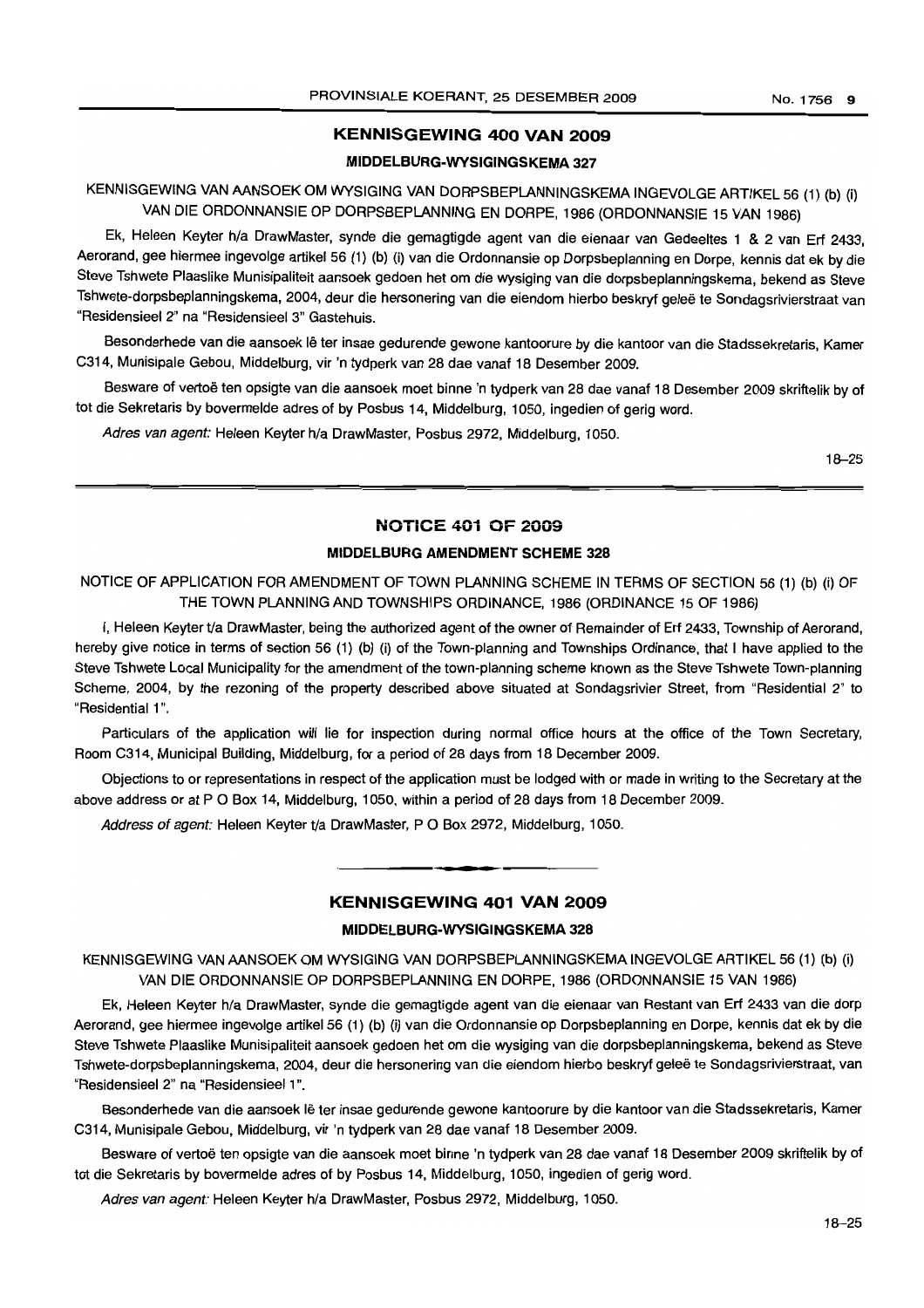## KENNISGEWING 400 VAN 2009

### MIDDELBURG-WYSIGINGSKEMA 327

KENNISGEWING VAN AANSOEK OM WYSIGING VAN DORPSBEPLANNINGSKEMA INGEVOLGE ARTIKEL 56 (1) (b) (i) VAN DIE ORDONNANSIE OP DORPSBEPLANNING EN DORPE, 1986 (ORDONNANSIE 15 VAN 1986)

Ek, Heleen Keyter h/a DrawMaster, synde die gemagtigde agent van die eienaar van Gedeeltes 1 & 2 van Erf 2433, Aerorand, gee hiermee ingevolge artikel 56 (1) (b) (i) van die Ordonnansie op Dorpsbeplanning en Dorpe, kennis dat ek by die Steve Tshwete Plaaslike Munisipaliteit aansoek gedoen het om die wysiging van die dorpsbeplanningskema, bekend as Steve Tshwete-dorpsbeplanningskema, 2004, deur die hersonering van die eiendom hierbo beskryf geleë te Sondagsrivierstraat van "Residensieel 2" na "Residensieel 3" Gastehuis.

Besonderhede van die aansoek lê ter insae gedurende gewone kantoorure by die kantoor van die Stadssekretaris, Kamer C314, Munisipale Gebou, Middelburg, vir 'n tydperk van 28 dae vanaf 18 Desember 2009.

Besware of vertoë ten opsigte van die aansoek moet binne 'n tydperk van 28 dae vanaf 18 Desember 2009 skriftelik by of tot die Sekretaris by bovermelde adres of by Posbus 14, Middelburg, 1050, ingedien of gerig word.

*Adres van agent:* Heleen Keyter h/a DrawMaster, Posbus 2972, Middelburg, 1050.

18–25

## NOTICE 401 OF 2009

### MIDDELBURG AMENDMENT SCHEME 328

NOTICE OF APPLICATION FOR AMENDMENT OF TOWN PLANNING SCHEME IN TERMS OF SECTION 56 (1) (b) (i) OF THE TOWN PLANNING AND TOWNSHIPS ORDINANCE, 1986 (ORDINANCE 15 OF 1986)

I, Heleen Keyter t/a DrawMaster, being the authorized agent of the owner of Remainder of Erf 2433, Township of Aerorand, hereby give notice in terms of section 56 (1) (b) (i) of the Town-planning and Townships Ordinance, that I have applied to the Steve Tshwete Local Municipality for the amendment of the town-planning scheme known as the Steve Tshwete Town-planning Scheme, 2004, by the rezoning of the property described above situated at Sondagsrivier Street, from "Residential 2" to "Residential 1".

Particulars of the application will lie for inspection during normal office hours at the office of the Town Secretary, Room C314, Municipal Building, Middelburg, for a period of 28 days from 18 December 2009.

Objections to or representations in respect of the application must be lodged with or made in writing to the Secretary at the above address or at P O Box 14, Middelburg, 1050, within a period of 28 days from 18 December 2009.

*Address of agent:* Heleen Keyter t/a DrawMaster, P O Box 2972, Middelburg, 1050.

---

## KENNISGEWING 401 VAN 2009

### MIDDELBURG-WYSIGINGSKEMA 328

KENNISGEWING VAN AANSOEK OM WYSIGING VAN DORPSBEPLANNINGSKEMA INGEVOLGE ARTIKEL 56 (1) (b) (i) VAN DIE ORDONNANSIE OP DORPSBEPLANNING EN DORPE, 1986 (ORDONNANSIE 15 VAN 1986)

Ek, Heleen Keyter h/a DrawMaster, synde die gemagtigde agent van die eienaar van Restant van Erf 2433 van die dorp Aerorand, gee hiermee ingevolge artikel 56 (1) (b) (i) van die Ordonnansie op Dorpsbeplanning en Dorpe, kennis dat ek by die Steve Tshwete Plaaslike Munisipaliteit aansoek gedoen het om die wysiging van die dorpsbeplanningskema, bekend as Steve Tshwete-dorpsbeplanningskema, 2004, deur die hersonering van die eiendom hierbo beskryf geleë te Sondagsrivierstraat, van "Residensieel 2" na "Residensieel 1".

Besonderhede van die aansoek lê ter insae gedurende gewone kantoorure by die kantoor van die Stadssekretaris, Kamer C314, Munisipale Gebou, Middelburg, vir 'n tydperk van 28 dae vanaf 18 Desember 2009.

Besware of vertoë ten opsigte van die aansoek moet binne 'n tydperk van 28 dae vanaf 18 Desember 2009 skriftelik by of tot die Sekretaris by bovermelde adres of by Posbus 14, Middelburg, 1050, ingedien of gerig word.

*Adres van agent:* Heleen Keyter h/a DrawMaster, Posbus 2972, Middelburg, 1050.

18–25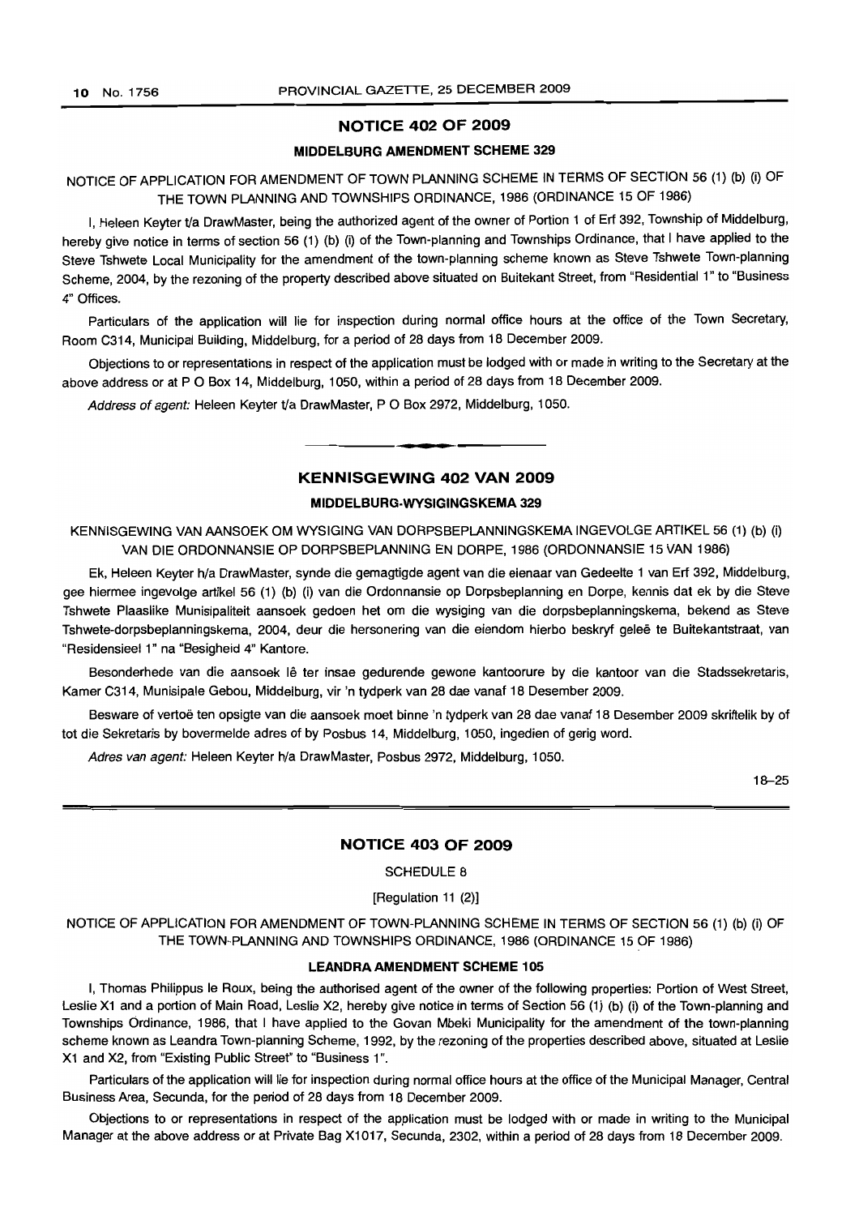## NOTICE 402 OF 2009

### MIDDELBURG AMENDMENT SCHEME 329

NOTICE OF APPLICATION FOR AMENDMENT OF TOWN PLANNING SCHEME IN TERMS OF SECTION 56 (1) (b) (i) OF THE TOWN PLANNING AND TOWNSHIPS ORDINANCE, 1986 (ORDINANCE 15 OF 1986)

I, Heleen Keyter t/a DrawMaster, being the authorized agent of the owner of Portion 1 of Erf 392, Township of Middelburg, hereby give notice in terms of section 56 (1) (b) (i) of the Town-planning and Townships Ordinance, that I have applied to the Steve Tshwete Local Municipality for the amendment of the town-planning scheme known as Steve Tshwete Town-planning Scheme, 2004, by the rezoning of the property described above situated on Buitekant Street, from "Residential 1" to "Business 4" Offices.

Particulars of the application will lie for inspection during normal office hours at the office of the Town Secretary, Room C314, Municipal Building, Middelburg, for a period of 28 days from 18 December 2009.

Objections to or representations in respect of the application must be lodged with or made in writing to the Secretary at the above address or at P O Box 14, Middelburg, 1050, within a period of 28 days from 18 December 2009.

*Address of agent:* Heleen Keyter t/a DrawMaster, P O Box 2972, Middelburg, 1050.

---

## KENNISGEWING 402 VAN 2009

### MIDDELBURG-WYSIGINGSKEMA 329

KENNISGEWING VAN AANSOEK OM WYSIGING VAN DORPSBEPLANNINGSKEMA INGEVOLGE ARTIKEL 56 (1) (b) (i) VAN DIE ORDONNANSIE OP DORPSBEPLANNING EN DORPE, 1986 (ORDONNANSIE 15 VAN 1986)

Ek, Heleen Keyter h/a DrawMaster, synde die gemagtigde agent van die eienaar van Gedeelte 1 van Erf 392, Middelburg, gee hiermee ingevolge artikel 56 (1) (b) (i) van die Ordonnansie op Dorpsbeplanning en Dorpe, kennis dat ek by die Steve Tshwete Plaaslike Munisipaliteit aansoek gedoen het om die wysiging van die dorpsbeplanningskema, bekend as Steve Tshwete-dorpsbeplanningskema, 2004, deur die hersonering van die eiendom hierbo beskryf geleë te Buitekantstraat, van "Residensieel 1" na "Besigheid 4" Kantore.

Besonderhede van die aansoek lê ter insae gedurende gewone kantoorure by die kantoor van die Stadssekretaris, Kamer C314, Munisipale Gebou, Middelburg, vir 'n tydperk van 28 dae vanaf 18 Desember 2009.

Besware of vertoë ten opsigte van die aansoek moet binne 'n tydperk van 28 dae vanaf 18 Desember 2009 skriftelik by of tot die Sekretaris by bovermelde adres of by Posbus 14, Middelburg, 1050, ingedien of gerig word.

*Adres van agent:* Heleen Keyter h/a DrawMaster, Posbus 2972, Middelburg, 1050.

18–25

---

## NOTICE 403 OF 2009

SCHEDULE 8

[Regulation 11 (2)]

NOTICE OF APPLICATION FOR AMENDMENT OF TOWN-PLANNING SCHEME IN TERMS OF SECTION 56 (1) (b) (i) OF THE TOWN-PLANNING AND TOWNSHIPS ORDINANCE, 1986 (ORDINANCE 15 OF 1986)

### LEANDRA AMENDMENT SCHEME 105

I, Thomas Philippus le Roux, being the authorised agent of the owner of the following properties: Portion of West Street, Leslie X1 and a portion of Main Road, Leslie X2, hereby give notice in terms of Section 56 (1) (b) (i) of the Town-planning and Townships Ordinance, 1986, that I have applied to the Govan Mbeki Municipality for the amendment of the town-planning scheme known as Leandra Town-planning Scheme, 1992, by the rezoning of the properties described above, situated at Leslie X1 and X2, from "Existing Public Street" to "Business 1".

Particulars of the application will lie for inspection during normal office hours at the office of the Municipal Manager, Central Business Area, Secunda, for the period of 28 days from 18 December 2009.

Objections to or representations in respect of the application must be lodged with or made in writing to the Municipal Manager at the above address or at Private Bag X1017, Secunda, 2302, within a period of 28 days from 18 December 2009.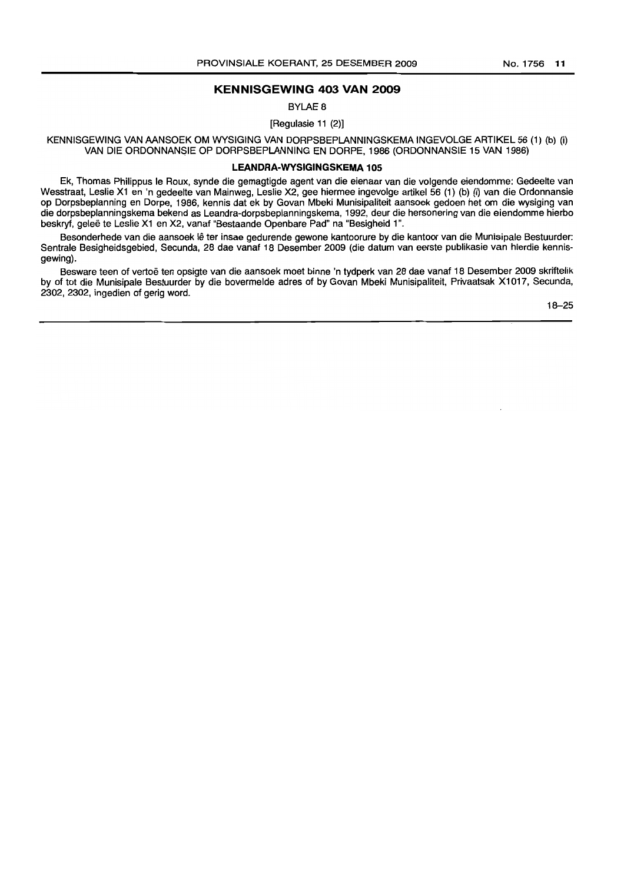## KENNISGEWING 403 VAN 2009

BYLAE 8

[Regulasie 11 (2)]

KENNISGEWING VAN AANSOEK OM WYSIGING VAN DORPSBEPLANNINGSKEMA INGEVOLGE ARTIKEL 56 (1) (b) (i) VAN DIE ORDONNANSIE OP DORPSBEPLANNING EN DORPE, 1986 (ORDONNANSIE 15 VAN 1986)

**LEANDRA-WYSIGINGSKEMA 105**

Ek, Thomas Philippus le Roux, synde die gemagtigde agent van die eienaar van die volgende eiendomme: Gedeelte van Wesstraat, Leslie X1 en 'n gedeelte van Mainweg, Leslie X2, gee hiermee ingevolge artikel 56 (1) (b) (i) van die Ordonnansie op Dorpsbeplanning en Dorpe, 1986, kennis dat ek by Govan Mbeki Munisipaliteit aansoek gedoen het om die wysiging van die dorpsbeplanningskema bekend as Leandra-dorpsbeplanningskema, 1992, deur die hersonering van die eiendomme hierbo beskryf, geleë te Leslie X1 en X2, vanaf "Bestaande Openbare Pad" na "Besigheid 1".

Besonderhede van die aansoek lê ter insae gedurende gewone kantoorure by die kantoor van die Munisipale Bestuurder: Sentrale Besigheidsgebied, Secunda, 28 dae vanaf 18 Desember 2009 (die datum van eerste publikasie van hierdie kennisgewing).

Besware teen of vertoë ten opsigte van die aansoek moet binne 'n tydperk van 28 dae vanaf 18 Desember 2009 skriftelik by of tot die Munisipale Bestuurder by die bovermelde adres of by Govan Mbeki Munisipaliteit, Privaatsak X1017, Secunda, 2302, 2302, ingedien of gerig word.

18–25